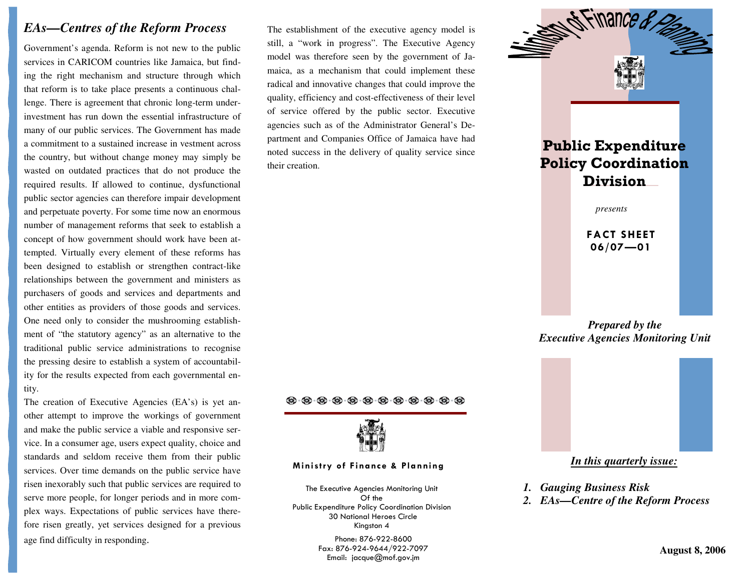## EAs—Centres of the Reform Process

Government's agenda. Reform is not new to the public services in CARICOM countries like Jamaica, but finding the right mechanism and structure through which that reform is to take place presents a continuous challenge. There is agreement that chronic long-term underinvestment has run down the essential infrastructure of many of our public services. The Government has made a commitment to a sustained increase in vestment across the country, but without change money may simply be wasted on outdated practices that do not produce the required results. If allowed to continue, dysfunctional public sector agencies can therefore impair development and perpetuate poverty. For some time now an enormous number of management reforms that seek to establish a concept of how government should work have been attempted. Virtually every element of these reforms has been designed to establish or strengthen contract-like relationships between the government and ministers as purchasers of goods and services and departments and other entities as providers of those goods and services. One need only to consider the mushrooming establishment of "the statutory agency" as an alternative to the traditional public service administrations to recognise the pressing desire to establish a system of accountability for the results expected from each governmental entity.

The creation of Executive Agencies (EA's) is yet another attempt to improve the workings of government and make the public service a viable and responsive service. In a consumer age, users expect quality, choice and standards and seldom receive them from their public services. Over time demands on the public service have risen inexorably such that public services are required to serve more people, for longer periods and in more complex ways. Expectations of public services have therefore risen greatly, yet services designed for a previous age find difficulty in responding.

The establishment of the executive agency model is still, a "work in progress". The Executive Agency model was therefore seen by the government of Jamaica, as a mechanism that could implement these radical and innovative changes that could improve the quality, efficiency and cost-effectiveness of their level of service offered by the public sector. Executive agencies such as of the Administrator General's Department and Companies Office of Jamaica have had noted success in the delivery of quality service since their creation.

**Ministry of Finance & Planning**

The Executive Agencies Monitoring Unit
Of the
Public Expenditure Policy Coordination Division
30 National Heroes Circle
Kingston 4

Phone: 876-922-8600
Fax: 876-924-9644/922-7097
Email: jacque@mof.gov.jm

# Ministry of Finance & Planning

# Public Expenditure Policy Coordination Division

*presents*

**FACT SHEET 06/07—01**

***Prepared by the Executive Agencies Monitoring Unit***

***In this quarterly issue:***

1. ***Gauging Business Risk***
2. ***EAs—Centre of the Reform Process***

**August 8, 2006**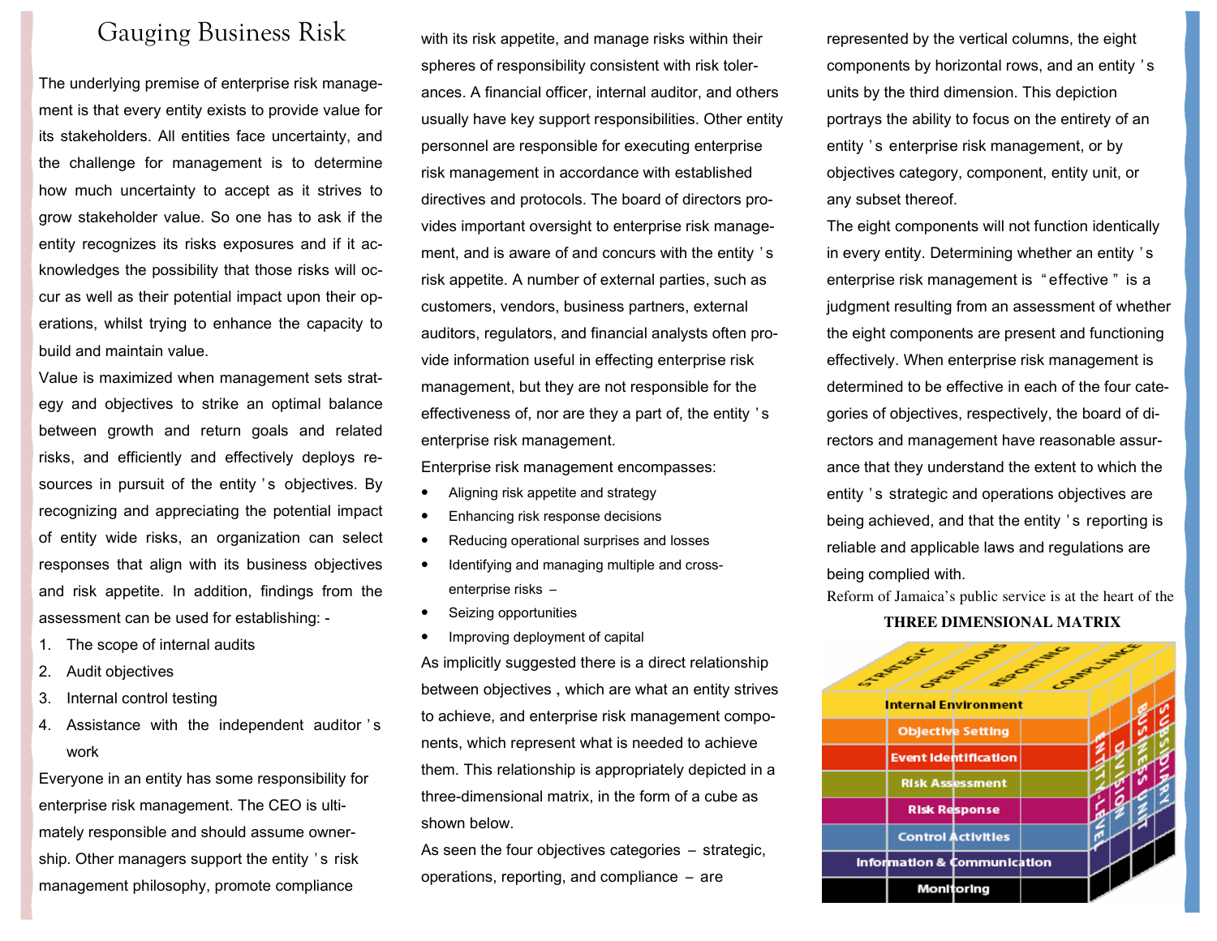# Gauging Business Risk

The underlying premise of enterprise risk management is that every entity exists to provide value for its stakeholders. All entities face uncertainty, and the challenge for management is to determine how much uncertainty to accept as it strives to grow stakeholder value. So one has to ask if the entity recognizes its risks exposures and if it acknowledges the possibility that those risks will occur as well as their potential impact upon their operations, whilst trying to enhance the capacity to build and maintain value.

Value is maximized when management sets strategy and objectives to strike an optimal balance between growth and return goals and related risks, and efficiently and effectively deploys resources in pursuit of the entity's objectives. By recognizing and appreciating the potential impact of entity wide risks, an organization can select responses that align with its business objectives and risk appetite. In addition, findings from the assessment can be used for establishing: -

1. The scope of internal audits
2. Audit objectives
3. Internal control testing
4. Assistance with the independent auditor's work

Everyone in an entity has some responsibility for enterprise risk management. The CEO is ultimately responsible and should assume ownership. Other managers support the entity's risk management philosophy, promote compliance with its risk appetite, and manage risks within their spheres of responsibility consistent with risk tolerances. A financial officer, internal auditor, and others usually have key support responsibilities. Other entity personnel are responsible for executing enterprise risk management in accordance with established directives and protocols. The board of directors provides important oversight to enterprise risk management, and is aware of and concurs with the entity's risk appetite. A number of external parties, such as customers, vendors, business partners, external auditors, regulators, and financial analysts often provide information useful in effecting enterprise risk management, but they are not responsible for the effectiveness of, nor are they a part of, the entity's enterprise risk management.

Enterprise risk management encompasses:

- Aligning risk appetite and strategy
- Enhancing risk response decisions
- Reducing operational surprises and losses
- Identifying and managing multiple and cross-enterprise risks –
- Seizing opportunities
- Improving deployment of capital

As implicitly suggested there is a direct relationship between objectives, which are what an entity strives to achieve, and enterprise risk management components, which represent what is needed to achieve them. This relationship is appropriately depicted in a three-dimensional matrix, in the form of a cube as shown below.

As seen the four objectives categories – strategic, operations, reporting, and compliance – are represented by the vertical columns, the eight components by horizontal rows, and an entity's units by the third dimension. This depiction portrays the ability to focus on the entirety of an entity's enterprise risk management, or by objectives category, component, entity unit, or any subset thereof.

The eight components will not function identically in every entity. Determining whether an entity's enterprise risk management is "effective" is a judgment resulting from an assessment of whether the eight components are present and functioning effectively. When enterprise risk management is determined to be effective in each of the four categories of objectives, respectively, the board of directors and management have reasonable assurance that they understand the extent to which the entity's strategic and operations objectives are being achieved, and that the entity's reporting is reliable and applicable laws and regulations are being complied with.

Reform of Jamaica's public service is at the heart of the

**THREE DIMENSIONAL MATRIX**

STRATEGIC
OPERATIONS
REPORTING
COMPLIANCE

Internal Environment
Objective Setting
Event Identification
Risk Assessment
Risk Response
Control Activities
Information & Communication
Monitoring

ENTITY-LEVEL
DIVISION
BUSINESS UNIT
SUBSIDIARY